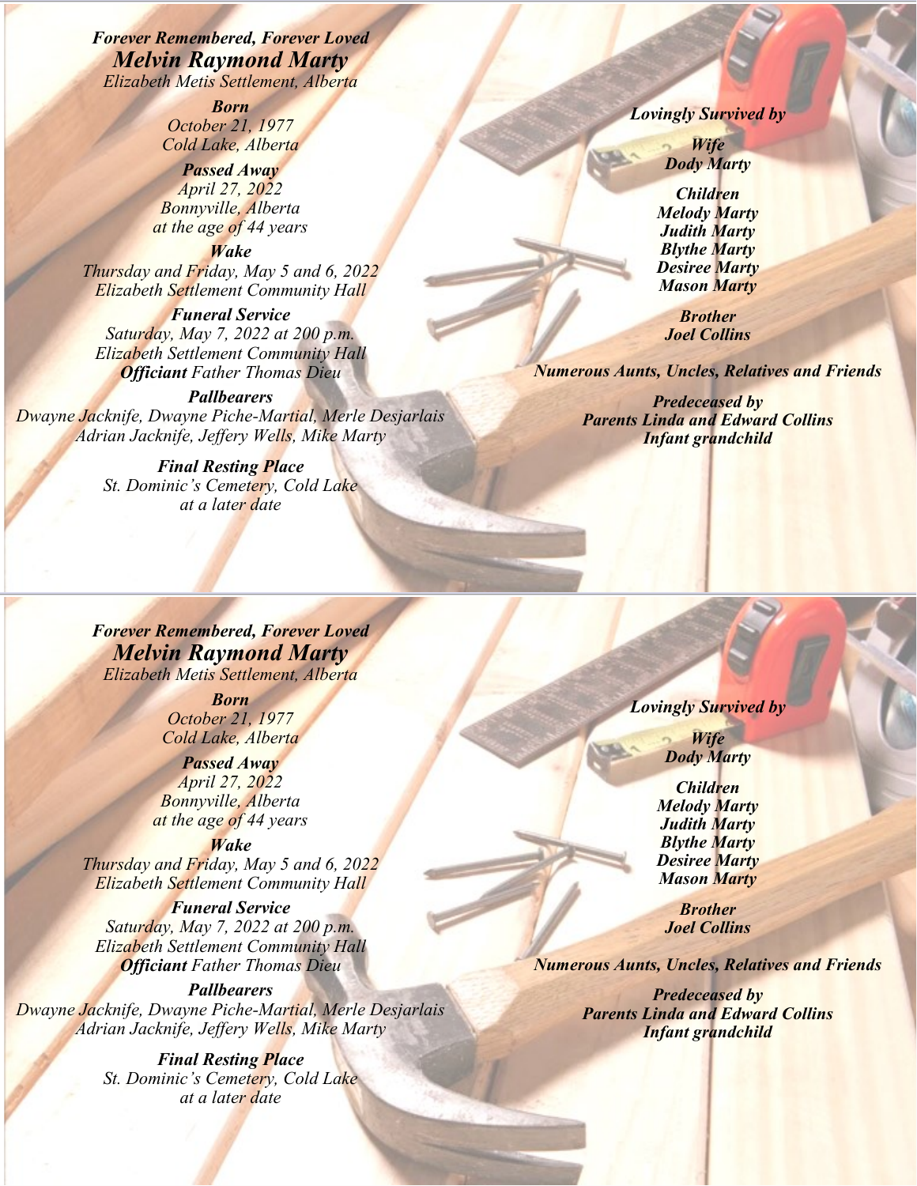*Forever Remembered, Forever Loved*

## *Melvin Raymond Marty*

*Elizabeth Metis Settlement, Alberta*

***Born***
*October 21, 1977*
*Cold Lake, Alberta*

***Passed Away***
*April 27, 2022*
*Bonnyville, Alberta*
*at the age of 44 years*

***Wake***
*Thursday and Friday, May 5 and 6, 2022*
*Elizabeth Settlement Community Hall*

***Funeral Service***
*Saturday, May 7, 2022 at 200 p.m.*
*Elizabeth Settlement Community Hall*
***Officiant*** *Father Thomas Dieu*

***Pallbearers***
*Dwayne Jacknife, Dwayne Piche-Martial, Merle Desjarlais*
*Adrian Jacknife, Jeffery Wells, Mike Marty*

***Final Resting Place***
*St. Dominic's Cemetery, Cold Lake*
*at a later date*

***Lovingly Survived by***

***Wife***
***Dody Marty***

***Children***
***Melody Marty***
***Judith Marty***
***Blythe Marty***
***Desiree Marty***
***Mason Marty***

***Brother***
***Joel Collins***

***Numerous Aunts, Uncles, Relatives and Friends***

***Predeceased by***
***Parents Linda and Edward Collins***
***Infant grandchild***

---

*Forever Remembered, Forever Loved*

## *Melvin Raymond Marty*

*Elizabeth Metis Settlement, Alberta*

***Born***
*October 21, 1977*
*Cold Lake, Alberta*

***Passed Away***
*April 27, 2022*
*Bonnyville, Alberta*
*at the age of 44 years*

***Wake***
*Thursday and Friday, May 5 and 6, 2022*
*Elizabeth Settlement Community Hall*

***Funeral Service***
*Saturday, May 7, 2022 at 200 p.m.*
*Elizabeth Settlement Community Hall*
***Officiant*** *Father Thomas Dieu*

***Pallbearers***
*Dwayne Jacknife, Dwayne Piche-Martial, Merle Desjarlais*
*Adrian Jacknife, Jeffery Wells, Mike Marty*

***Final Resting Place***
*St. Dominic's Cemetery, Cold Lake*
*at a later date*

***Lovingly Survived by***

***Wife***
***Dody Marty***

***Children***
***Melody Marty***
***Judith Marty***
***Blythe Marty***
***Desiree Marty***
***Mason Marty***

***Brother***
***Joel Collins***

***Numerous Aunts, Uncles, Relatives and Friends***

***Predeceased by***
***Parents Linda and Edward Collins***
***Infant grandchild***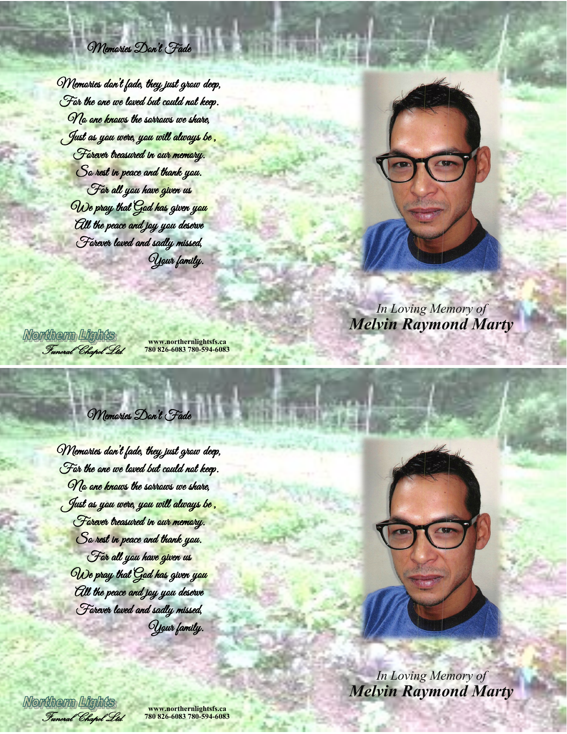## Memories Don't Fade

*Memories don't fade, they just grow deep,*
*For the one we loved but could not keep.*
*No one knows the sorrows we share,*
*Just as you were, you will always be ,*
*Forever treasured in our memory.*
*So rest in peace and thank you.*
*For all you have given us*
*We pray that God has given you*
*All the peace and joy you deserve*
*Forever loved and sadly missed,*
*Your family.*

*In Loving Memory of*

***Melvin Raymond Marty***

Northern Lights Funeral Chapel Ltd.

**www.northernlightsfs.ca**
**780 826-6083 780-594-6083**

## Memories Don't Fade

*Memories don't fade, they just grow deep,*
*For the one we loved but could not keep.*
*No one knows the sorrows we share,*
*Just as you were, you will always be ,*
*Forever treasured in our memory.*
*So rest in peace and thank you.*
*For all you have given us*
*We pray that God has given you*
*All the peace and joy you deserve*
*Forever loved and sadly missed,*
*Your family.*

*In Loving Memory of*

***Melvin Raymond Marty***

Northern Lights Funeral Chapel Ltd.

**www.northernlightsfs.ca**
**780 826-6083 780-594-6083**